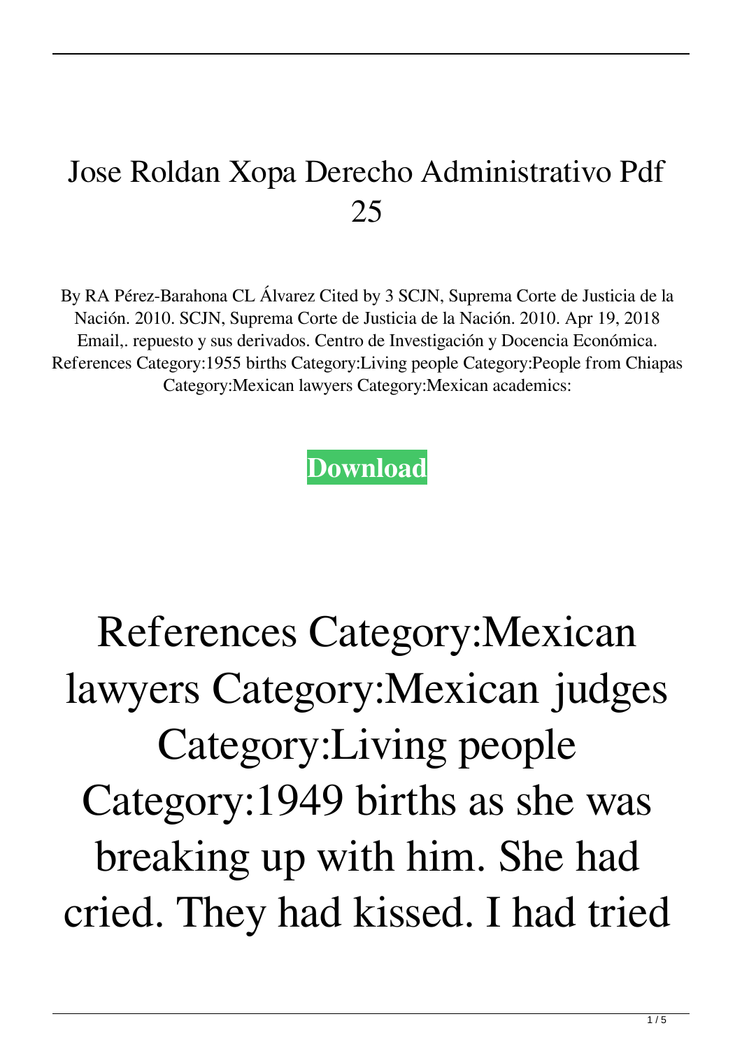# Jose Roldan Xopa Derecho Administrativo Pdf 25

By RA Pérez-Barahona CL Álvarez Cited by 3 SCJN, Suprema Corte de Justicia de la Nación. 2010. SCJN, Suprema Corte de Justicia de la Nación. 2010. Apr 19, 2018 Email,. repuesto y sus derivados. Centro de Investigación y Docencia Económica. References Category:1955 births Category:Living people Category:People from Chiapas Category:Mexican lawyers Category:Mexican academics:

**Download**

References Category:Mexican lawyers Category:Mexican judges Category:Living people Category:1949 births as she was breaking up with him. She had cried. They had kissed. I had tried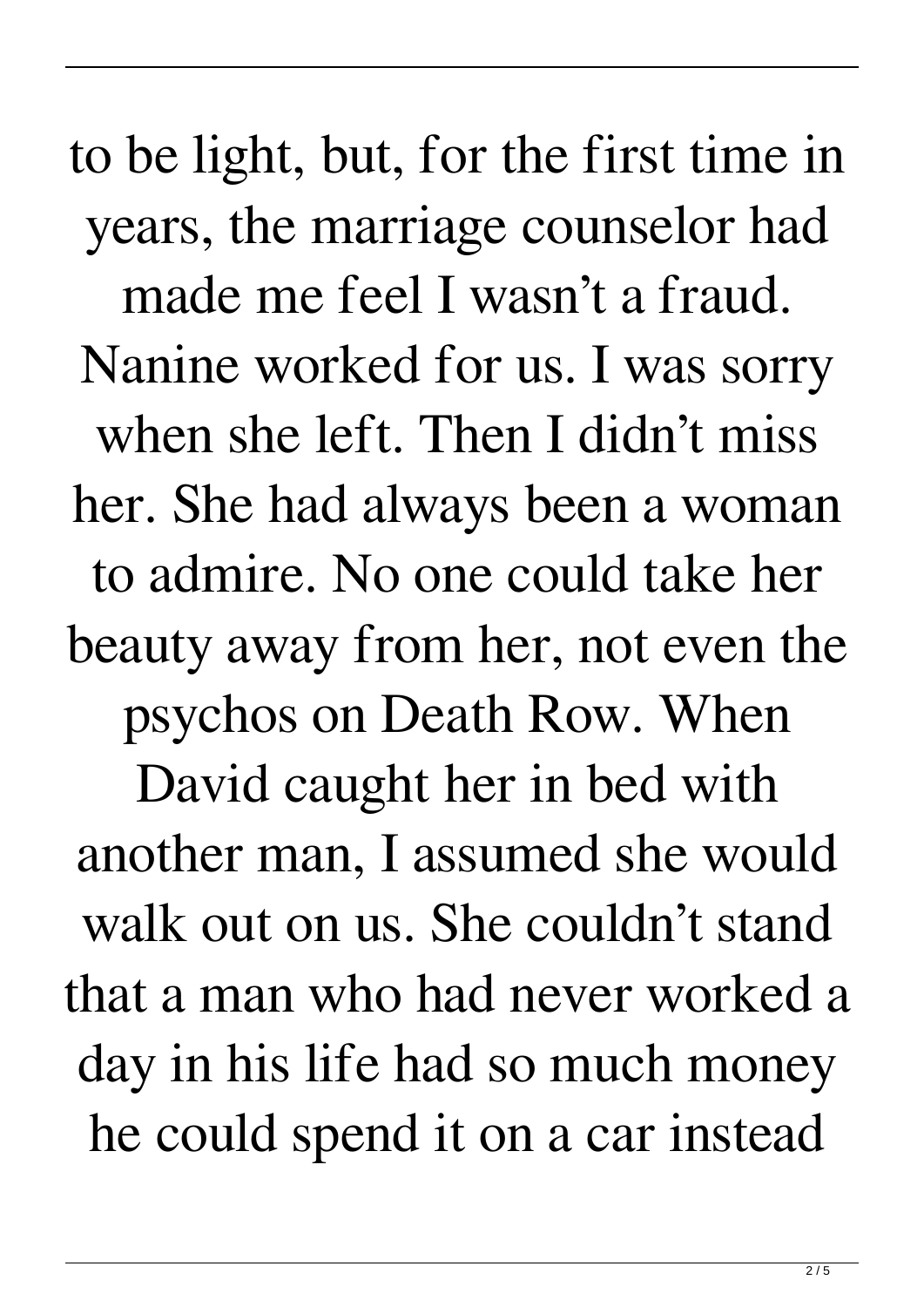to be light, but, for the first time in years, the marriage counselor had made me feel I wasn't a fraud. Nanine worked for us. I was sorry when she left. Then I didn't miss her. She had always been a woman to admire. No one could take her beauty away from her, not even the psychos on Death Row. When David caught her in bed with another man, I assumed she would walk out on us. She couldn't stand that a man who had never worked a day in his life had so much money he could spend it on a car instead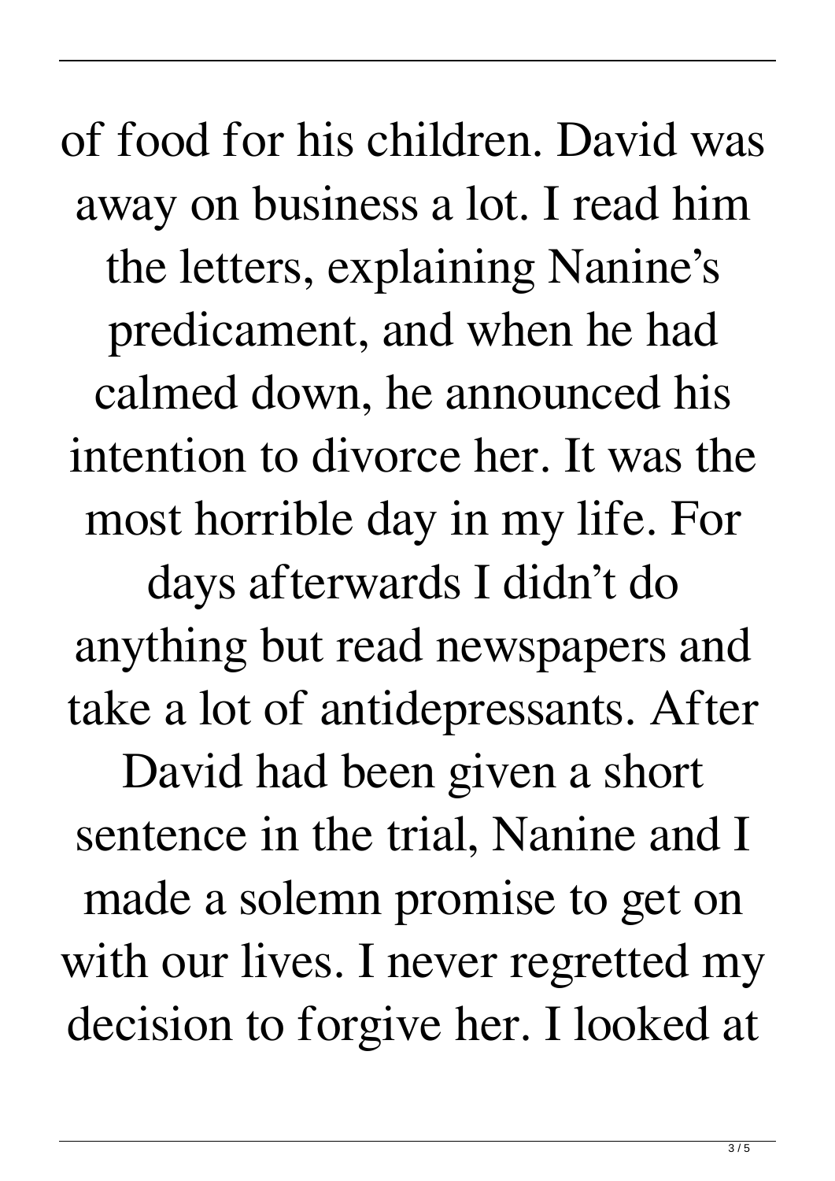of food for his children. David was away on business a lot. I read him the letters, explaining Nanine's predicament, and when he had calmed down, he announced his intention to divorce her. It was the most horrible day in my life. For days afterwards I didn't do anything but read newspapers and take a lot of antidepressants. After David had been given a short sentence in the trial, Nanine and I made a solemn promise to get on with our lives. I never regretted my decision to forgive her. I looked at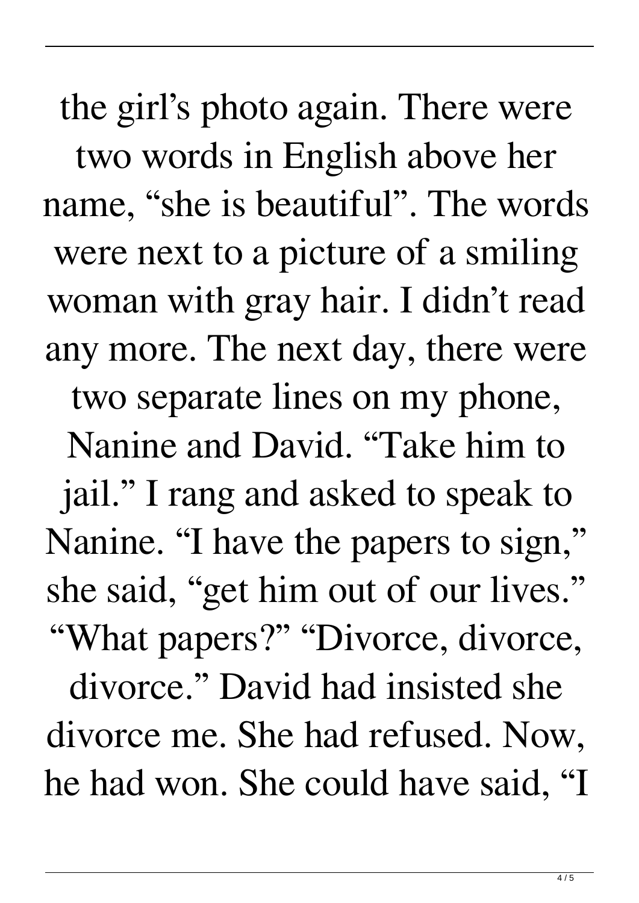the girl’s photo again. There were two words in English above her name, “she is beautiful”. The words were next to a picture of a smiling woman with gray hair. I didn’t read any more. The next day, there were two separate lines on my phone, Nanine and David. “Take him to jail.” I rang and asked to speak to Nanine. “I have the papers to sign,” she said, “get him out of our lives.” “What papers?” “Divorce, divorce, divorce.” David had insisted she divorce me. She had refused. Now, he had won. She could have said, “I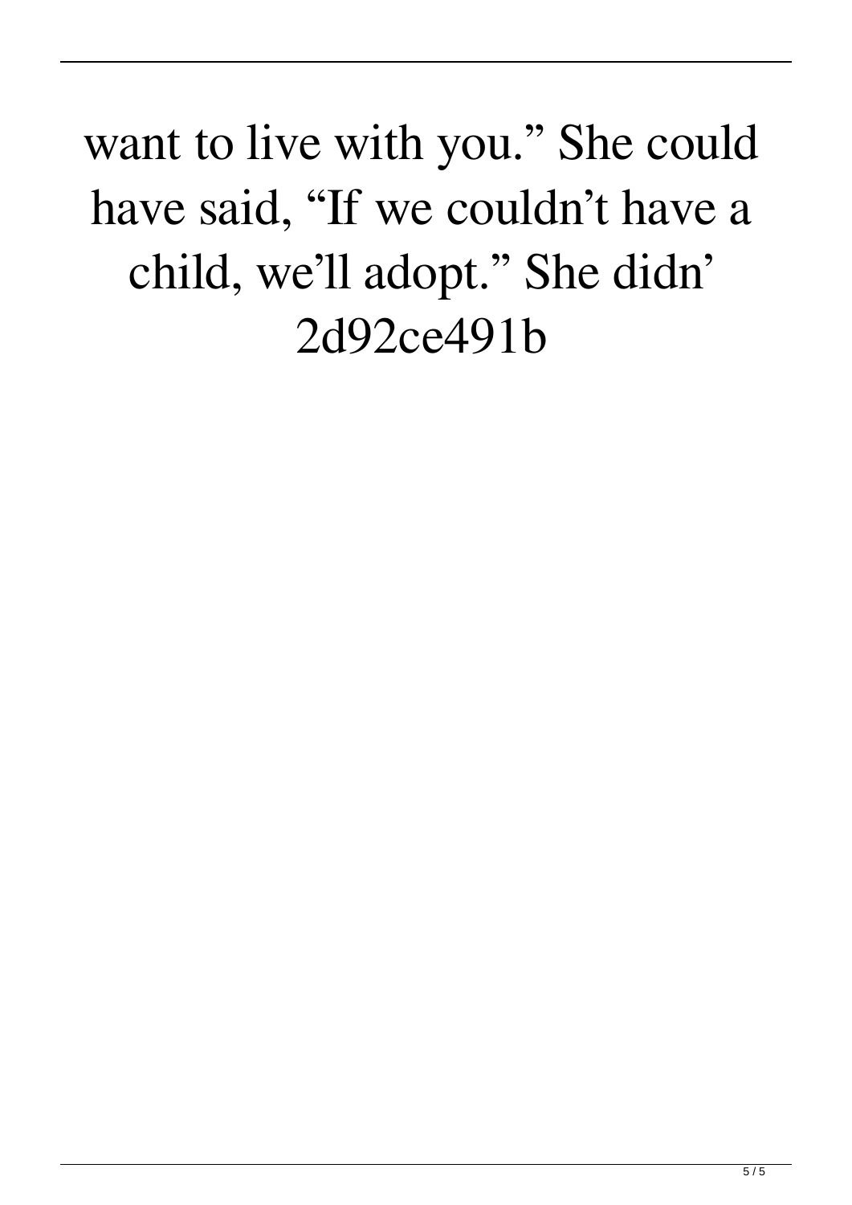want to live with you." She could have said, "If we couldn't have a child, we'll adopt." She didn' 2d92ce491b